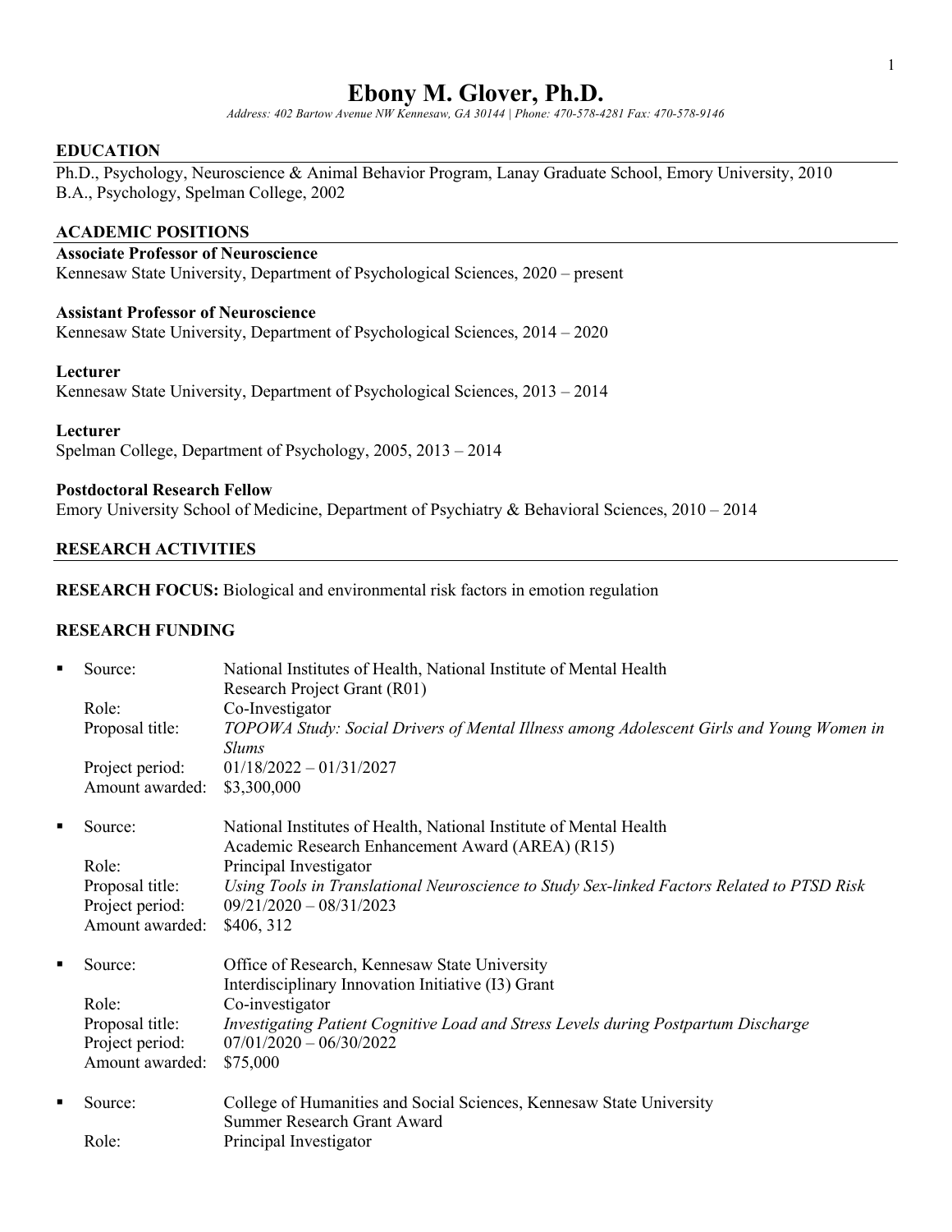# Ebony M. Glover, Ph.D.

*Address: 402 Bartow Avenue NW Kennesaw, GA 30144 | Phone: 470-578-4281 Fax: 470-578-9146*

## EDUCATION

Ph.D., Psychology, Neuroscience & Animal Behavior Program, Lanay Graduate School, Emory University, 2010
B.A., Psychology, Spelman College, 2002

## ACADEMIC POSITIONS

**Associate Professor of Neuroscience**
Kennesaw State University, Department of Psychological Sciences, 2020 – present

**Assistant Professor of Neuroscience**
Kennesaw State University, Department of Psychological Sciences, 2014 – 2020

**Lecturer**
Kennesaw State University, Department of Psychological Sciences, 2013 – 2014

**Lecturer**
Spelman College, Department of Psychology, 2005, 2013 – 2014

**Postdoctoral Research Fellow**
Emory University School of Medicine, Department of Psychiatry & Behavioral Sciences, 2010 – 2014

## RESEARCH ACTIVITIES

**RESEARCH FOCUS:** Biological and environmental risk factors in emotion regulation

### RESEARCH FUNDING

- Source: National Institutes of Health, National Institute of Mental Health
  Research Project Grant (R01)
  Role: Co-Investigator
  Proposal title: *TOPOWA Study: Social Drivers of Mental Illness among Adolescent Girls and Young Women in Slums*
  Project period: 01/18/2022 – 01/31/2027
  Amount awarded: $3,300,000

- Source: National Institutes of Health, National Institute of Mental Health
  Academic Research Enhancement Award (AREA) (R15)
  Role: Principal Investigator
  Proposal title: *Using Tools in Translational Neuroscience to Study Sex-linked Factors Related to PTSD Risk*
  Project period: 09/21/2020 – 08/31/2023
  Amount awarded: $406, 312

- Source: Office of Research, Kennesaw State University
  Interdisciplinary Innovation Initiative (I3) Grant
  Role: Co-investigator
  Proposal title: *Investigating Patient Cognitive Load and Stress Levels during Postpartum Discharge*
  Project period: 07/01/2020 – 06/30/2022
  Amount awarded: $75,000

- Source: College of Humanities and Social Sciences, Kennesaw State University
  Summer Research Grant Award
  Role: Principal Investigator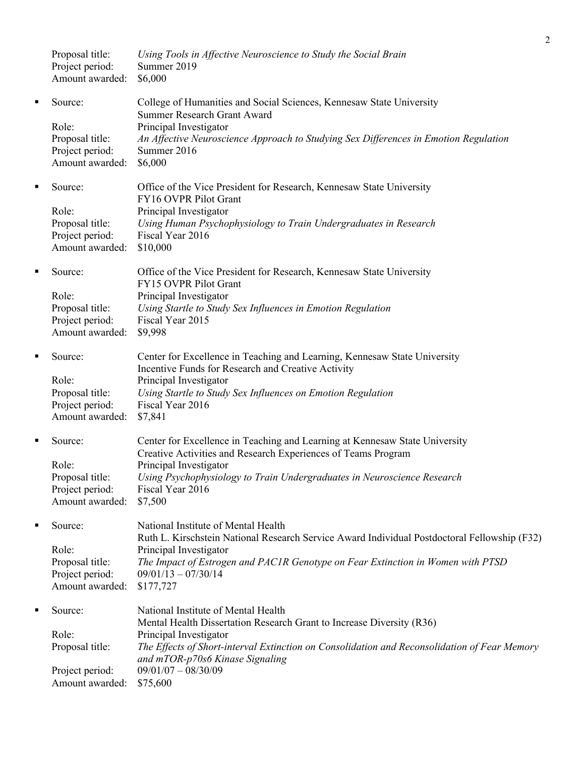Proposal title: *Using Tools in Affective Neuroscience to Study the Social Brain*
Project period: Summer 2019
Amount awarded: $6,000

- Source: College of Humanities and Social Sciences, Kennesaw State University
  Summer Research Grant Award
  Role: Principal Investigator
  Proposal title: *An Affective Neuroscience Approach to Studying Sex Differences in Emotion Regulation*
  Project period: Summer 2016
  Amount awarded: $6,000

- Source: Office of the Vice President for Research, Kennesaw State University
  FY16 OVPR Pilot Grant
  Role: Principal Investigator
  Proposal title: *Using Human Psychophysiology to Train Undergraduates in Research*
  Project period: Fiscal Year 2016
  Amount awarded: $10,000

- Source: Office of the Vice President for Research, Kennesaw State University
  FY15 OVPR Pilot Grant
  Role: Principal Investigator
  Proposal title: *Using Startle to Study Sex Influences in Emotion Regulation*
  Project period: Fiscal Year 2015
  Amount awarded: $9,998

- Source: Center for Excellence in Teaching and Learning, Kennesaw State University
  Incentive Funds for Research and Creative Activity
  Role: Principal Investigator
  Proposal title: *Using Startle to Study Sex Influences on Emotion Regulation*
  Project period: Fiscal Year 2016
  Amount awarded: $7,841

- Source: Center for Excellence in Teaching and Learning at Kennesaw State University
  Creative Activities and Research Experiences of Teams Program
  Role: Principal Investigator
  Proposal title: *Using Psychophysiology to Train Undergraduates in Neuroscience Research*
  Project period: Fiscal Year 2016
  Amount awarded: $7,500

- Source: National Institute of Mental Health
  Ruth L. Kirschstein National Research Service Award Individual Postdoctoral Fellowship (F32)
  Role: Principal Investigator
  Proposal title: *The Impact of Estrogen and PAC1R Genotype on Fear Extinction in Women with PTSD*
  Project period: 09/01/13 – 07/30/14
  Amount awarded: $177,727

- Source: National Institute of Mental Health
  Mental Health Dissertation Research Grant to Increase Diversity (R36)
  Role: Principal Investigator
  Proposal title: *The Effects of Short-interval Extinction on Consolidation and Reconsolidation of Fear Memory and mTOR-p70s6 Kinase Signaling*
  Project period: 09/01/07 – 08/30/09
  Amount awarded: $75,600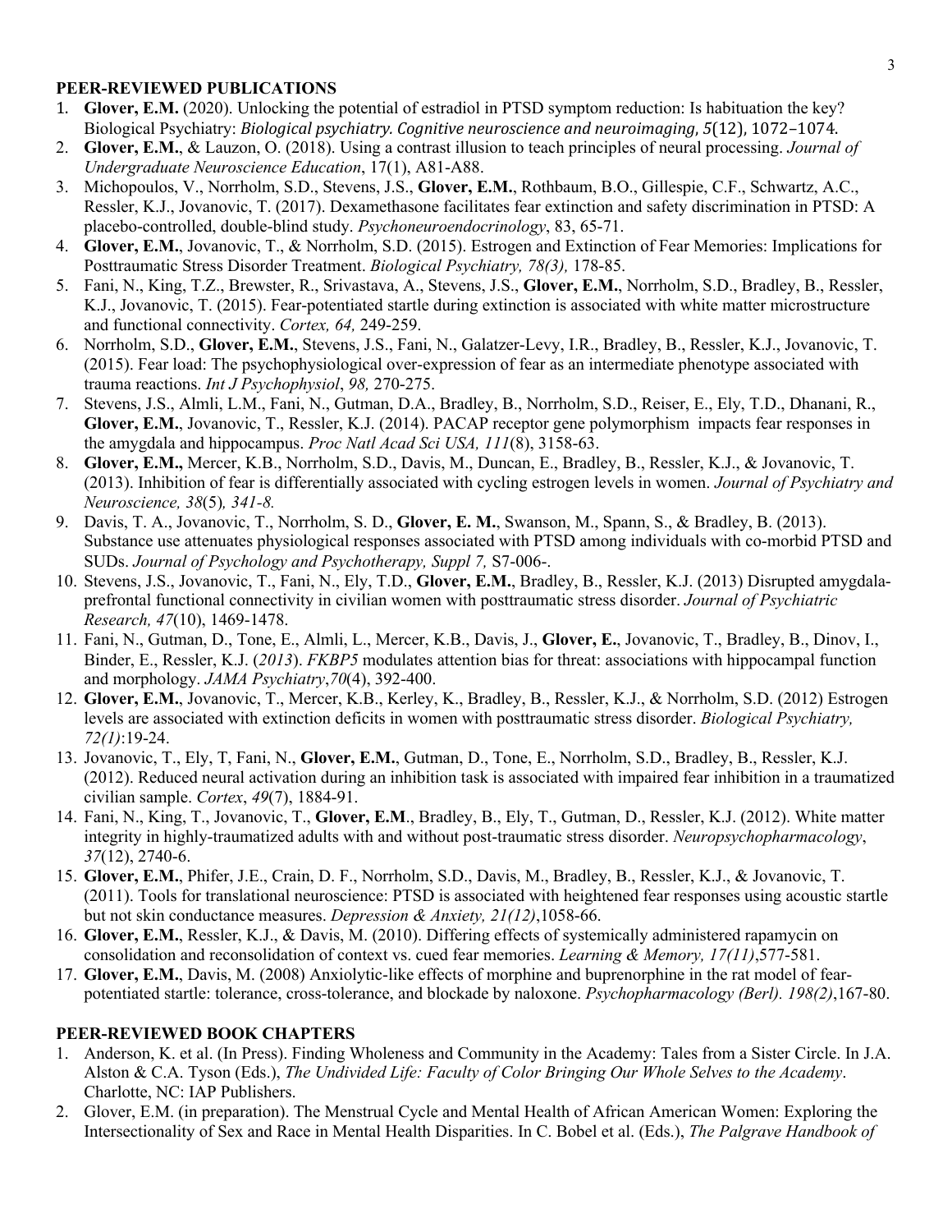## PEER-REVIEWED PUBLICATIONS

1. **Glover, E.M.** (2020). Unlocking the potential of estradiol in PTSD symptom reduction: Is habituation the key? Biological Psychiatry: *Biological psychiatry. Cognitive neuroscience and neuroimaging, 5*(12), 1072–1074.
2. **Glover, E.M.**, & Lauzon, O. (2018). Using a contrast illusion to teach principles of neural processing. *Journal of Undergraduate Neuroscience Education*, 17(1), A81-A88.
3. Michopoulos, V., Norrholm, S.D., Stevens, J.S., **Glover, E.M.**, Rothbaum, B.O., Gillespie, C.F., Schwartz, A.C., Ressler, K.J., Jovanovic, T. (2017). Dexamethasone facilitates fear extinction and safety discrimination in PTSD: A placebo-controlled, double-blind study. *Psychoneuroendocrinology*, 83, 65-71.
4. **Glover, E.M.**, Jovanovic, T., & Norrholm, S.D. (2015). Estrogen and Extinction of Fear Memories: Implications for Posttraumatic Stress Disorder Treatment. *Biological Psychiatry, 78(3),* 178-85.
5. Fani, N., King, T.Z., Brewster, R., Srivastava, A., Stevens, J.S., **Glover, E.M.**, Norrholm, S.D., Bradley, B., Ressler, K.J., Jovanovic, T. (2015). Fear-potentiated startle during extinction is associated with white matter microstructure and functional connectivity. *Cortex, 64,* 249-259.
6. Norrholm, S.D., **Glover, E.M.**, Stevens, J.S., Fani, N., Galatzer-Levy, I.R., Bradley, B., Ressler, K.J., Jovanovic, T. (2015). Fear load: The psychophysiological over-expression of fear as an intermediate phenotype associated with trauma reactions. *Int J Psychophysiol*, *98,* 270-275.
7. Stevens, J.S., Almli, L.M., Fani, N., Gutman, D.A., Bradley, B., Norrholm, S.D., Reiser, E., Ely, T.D., Dhanani, R., **Glover, E.M.**, Jovanovic, T., Ressler, K.J. (2014). PACAP receptor gene polymorphism impacts fear responses in the amygdala and hippocampus. *Proc Natl Acad Sci USA, 111*(8), 3158-63.
8. **Glover, E.M.,** Mercer, K.B., Norrholm, S.D., Davis, M., Duncan, E., Bradley, B., Ressler, K.J., & Jovanovic, T. (2013). Inhibition of fear is differentially associated with cycling estrogen levels in women. *Journal of Psychiatry and Neuroscience, 38*(5)*, 341-8.*
9. Davis, T. A., Jovanovic, T., Norrholm, S. D., **Glover, E. M.**, Swanson, M., Spann, S., & Bradley, B. (2013). Substance use attenuates physiological responses associated with PTSD among individuals with co-morbid PTSD and SUDs. *Journal of Psychology and Psychotherapy, Suppl 7,* S7-006-.
10. Stevens, J.S., Jovanovic, T., Fani, N., Ely, T.D., **Glover, E.M.**, Bradley, B., Ressler, K.J. (2013) Disrupted amygdala-prefrontal functional connectivity in civilian women with posttraumatic stress disorder. *Journal of Psychiatric Research, 47*(10), 1469-1478.
11. Fani, N., Gutman, D., Tone, E., Almli, L., Mercer, K.B., Davis, J., **Glover, E.**, Jovanovic, T., Bradley, B., Dinov, I., Binder, E., Ressler, K.J. (*2013*). *FKBP5* modulates attention bias for threat: associations with hippocampal function and morphology. *JAMA Psychiatry*,*70*(4), 392-400.
12. **Glover, E.M.**, Jovanovic, T., Mercer, K.B., Kerley, K., Bradley, B., Ressler, K.J., & Norrholm, S.D. (2012) Estrogen levels are associated with extinction deficits in women with posttraumatic stress disorder. *Biological Psychiatry, 72(1)*:19-24.
13. Jovanovic, T., Ely, T, Fani, N., **Glover, E.M.**, Gutman, D., Tone, E., Norrholm, S.D., Bradley, B., Ressler, K.J. (2012). Reduced neural activation during an inhibition task is associated with impaired fear inhibition in a traumatized civilian sample. *Cortex*, *49*(7), 1884-91.
14. Fani, N., King, T., Jovanovic, T., **Glover, E.M**., Bradley, B., Ely, T., Gutman, D., Ressler, K.J. (2012). White matter integrity in highly-traumatized adults with and without post-traumatic stress disorder. *Neuropsychopharmacology*, *37*(12), 2740-6.
15. **Glover, E.M.**, Phifer, J.E., Crain, D. F., Norrholm, S.D., Davis, M., Bradley, B., Ressler, K.J., & Jovanovic, T. (2011). Tools for translational neuroscience: PTSD is associated with heightened fear responses using acoustic startle but not skin conductance measures. *Depression & Anxiety, 21(12)*,1058-66.
16. **Glover, E.M.**, Ressler, K.J., & Davis, M. (2010). Differing effects of systemically administered rapamycin on consolidation and reconsolidation of context vs. cued fear memories. *Learning & Memory, 17(11)*,577-581.
17. **Glover, E.M.**, Davis, M. (2008) Anxiolytic-like effects of morphine and buprenorphine in the rat model of fear-potentiated startle: tolerance, cross-tolerance, and blockade by naloxone. *Psychopharmacology (Berl). 198(2)*,167-80.

## PEER-REVIEWED BOOK CHAPTERS

1. Anderson, K. et al. (In Press). Finding Wholeness and Community in the Academy: Tales from a Sister Circle. In J.A. Alston & C.A. Tyson (Eds.), *The Undivided Life: Faculty of Color Bringing Our Whole Selves to the Academy*. Charlotte, NC: IAP Publishers.
2. Glover, E.M. (in preparation). The Menstrual Cycle and Mental Health of African American Women: Exploring the Intersectionality of Sex and Race in Mental Health Disparities. In C. Bobel et al. (Eds.), *The Palgrave Handbook of*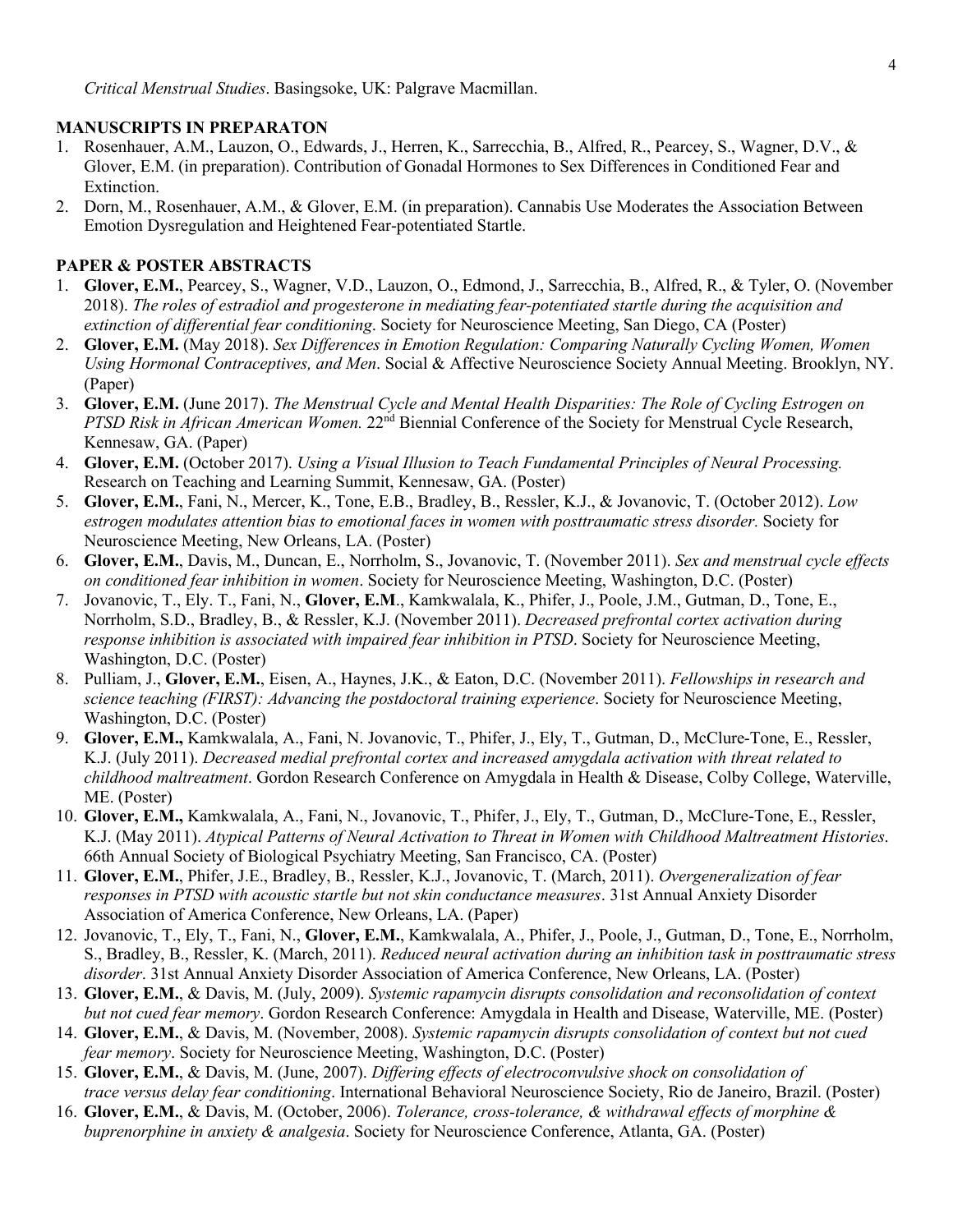*Critical Menstrual Studies*. Basingsoke, UK: Palgrave Macmillan.

**MANUSCRIPTS IN PREPARATON**

1. Rosenhauer, A.M., Lauzon, O., Edwards, J., Herren, K., Sarrecchia, B., Alfred, R., Pearcey, S., Wagner, D.V., & Glover, E.M. (in preparation). Contribution of Gonadal Hormones to Sex Differences in Conditioned Fear and Extinction.
2. Dorn, M., Rosenhauer, A.M., & Glover, E.M. (in preparation). Cannabis Use Moderates the Association Between Emotion Dysregulation and Heightened Fear-potentiated Startle.

**PAPER & POSTER ABSTRACTS**

1. **Glover, E.M.**, Pearcey, S., Wagner, V.D., Lauzon, O., Edmond, J., Sarrecchia, B., Alfred, R., & Tyler, O. (November 2018). *The roles of estradiol and progesterone in mediating fear-potentiated startle during the acquisition and extinction of differential fear conditioning*. Society for Neuroscience Meeting, San Diego, CA (Poster)
2. **Glover, E.M.** (May 2018). *Sex Differences in Emotion Regulation: Comparing Naturally Cycling Women, Women Using Hormonal Contraceptives, and Men*. Social & Affective Neuroscience Society Annual Meeting. Brooklyn, NY. (Paper)
3. **Glover, E.M.** (June 2017). *The Menstrual Cycle and Mental Health Disparities: The Role of Cycling Estrogen on PTSD Risk in African American Women.* 22nd Biennial Conference of the Society for Menstrual Cycle Research, Kennesaw, GA. (Paper)
4. **Glover, E.M.** (October 2017). *Using a Visual Illusion to Teach Fundamental Principles of Neural Processing.* Research on Teaching and Learning Summit, Kennesaw, GA. (Poster)
5. **Glover, E.M.**, Fani, N., Mercer, K., Tone, E.B., Bradley, B., Ressler, K.J., & Jovanovic, T. (October 2012). *Low estrogen modulates attention bias to emotional faces in women with posttraumatic stress disorder.* Society for Neuroscience Meeting, New Orleans, LA. (Poster)
6. **Glover, E.M.**, Davis, M., Duncan, E., Norrholm, S., Jovanovic, T. (November 2011). *Sex and menstrual cycle effects on conditioned fear inhibition in women*. Society for Neuroscience Meeting, Washington, D.C. (Poster)
7. Jovanovic, T., Ely. T., Fani, N., **Glover, E.M**., Kamkwalala, K., Phifer, J., Poole, J.M., Gutman, D., Tone, E., Norrholm, S.D., Bradley, B., & Ressler, K.J. (November 2011). *Decreased prefrontal cortex activation during response inhibition is associated with impaired fear inhibition in PTSD*. Society for Neuroscience Meeting, Washington, D.C. (Poster)
8. Pulliam, J., **Glover, E.M.**, Eisen, A., Haynes, J.K., & Eaton, D.C. (November 2011). *Fellowships in research and science teaching (FIRST): Advancing the postdoctoral training experience*. Society for Neuroscience Meeting, Washington, D.C. (Poster)
9. **Glover, E.M.,** Kamkwalala, A., Fani, N. Jovanovic, T., Phifer, J., Ely, T., Gutman, D., McClure-Tone, E., Ressler, K.J. (July 2011). *Decreased medial prefrontal cortex and increased amygdala activation with threat related to childhood maltreatment*. Gordon Research Conference on Amygdala in Health & Disease, Colby College, Waterville, ME. (Poster)
10. **Glover, E.M.,** Kamkwalala, A., Fani, N., Jovanovic, T., Phifer, J., Ely, T., Gutman, D., McClure-Tone, E., Ressler, K.J. (May 2011). *Atypical Patterns of Neural Activation to Threat in Women with Childhood Maltreatment Histories*. 66th Annual Society of Biological Psychiatry Meeting, San Francisco, CA. (Poster)
11. **Glover, E.M.**, Phifer, J.E., Bradley, B., Ressler, K.J., Jovanovic, T. (March, 2011). *Overgeneralization of fear responses in PTSD with acoustic startle but not skin conductance measures*. 31st Annual Anxiety Disorder Association of America Conference, New Orleans, LA. (Paper)
12. Jovanovic, T., Ely, T., Fani, N., **Glover, E.M.**, Kamkwalala, A., Phifer, J., Poole, J., Gutman, D., Tone, E., Norrholm, S., Bradley, B., Ressler, K. (March, 2011). *Reduced neural activation during an inhibition task in posttraumatic stress disorder*. 31st Annual Anxiety Disorder Association of America Conference, New Orleans, LA. (Poster)
13. **Glover, E.M.**, & Davis, M. (July, 2009). *Systemic rapamycin disrupts consolidation and reconsolidation of context but not cued fear memory*. Gordon Research Conference: Amygdala in Health and Disease, Waterville, ME. (Poster)
14. **Glover, E.M.**, & Davis, M. (November, 2008). *Systemic rapamycin disrupts consolidation of context but not cued fear memory*. Society for Neuroscience Meeting, Washington, D.C. (Poster)
15. **Glover, E.M.**, & Davis, M. (June, 2007). *Differing effects of electroconvulsive shock on consolidation of trace versus delay fear conditioning*. International Behavioral Neuroscience Society, Rio de Janeiro, Brazil. (Poster)
16. **Glover, E.M.**, & Davis, M. (October, 2006). *Tolerance, cross-tolerance, & withdrawal effects of morphine & buprenorphine in anxiety & analgesia*. Society for Neuroscience Conference, Atlanta, GA. (Poster)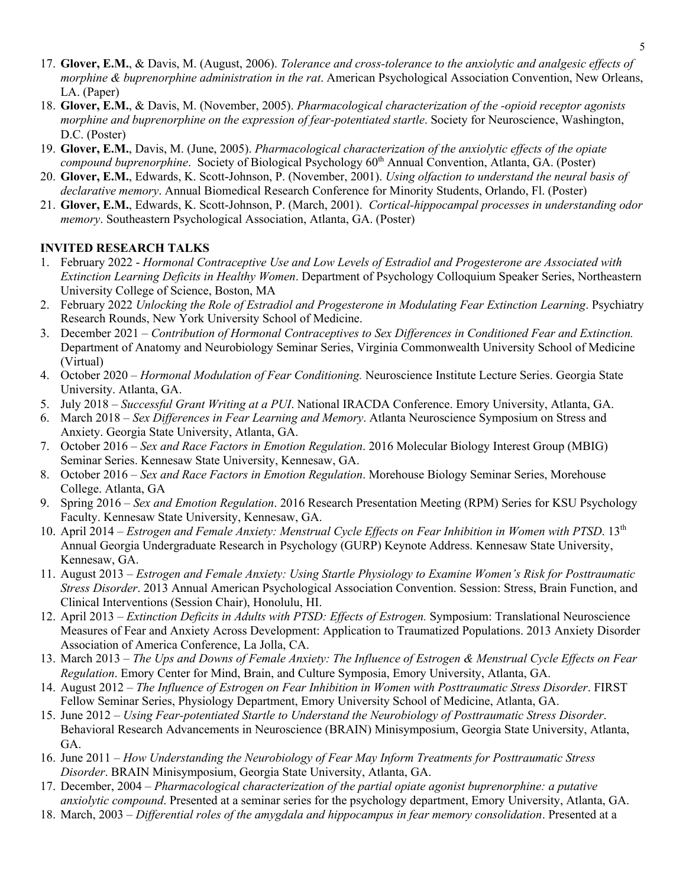17. **Glover, E.M.**, & Davis, M. (August, 2006). *Tolerance and cross-tolerance to the anxiolytic and analgesic effects of morphine & buprenorphine administration in the rat*. American Psychological Association Convention, New Orleans, LA. (Paper)
18. **Glover, E.M.**, & Davis, M. (November, 2005). *Pharmacological characterization of the -opioid receptor agonists morphine and buprenorphine on the expression of fear-potentiated startle*. Society for Neuroscience, Washington, D.C. (Poster)
19. **Glover, E.M.**, Davis, M. (June, 2005). *Pharmacological characterization of the anxiolytic effects of the opiate compound buprenorphine*. Society of Biological Psychology 60th Annual Convention, Atlanta, GA. (Poster)
20. **Glover, E.M.**, Edwards, K. Scott-Johnson, P. (November, 2001). *Using olfaction to understand the neural basis of declarative memory*. Annual Biomedical Research Conference for Minority Students, Orlando, Fl. (Poster)
21. **Glover, E.M.**, Edwards, K. Scott-Johnson, P. (March, 2001). *Cortical-hippocampal processes in understanding odor memory*. Southeastern Psychological Association, Atlanta, GA. (Poster)

## INVITED RESEARCH TALKS

1. February 2022 - *Hormonal Contraceptive Use and Low Levels of Estradiol and Progesterone are Associated with Extinction Learning Deficits in Healthy Women*. Department of Psychology Colloquium Speaker Series, Northeastern University College of Science, Boston, MA
2. February 2022 *Unlocking the Role of Estradiol and Progesterone in Modulating Fear Extinction Learning*. Psychiatry Research Rounds, New York University School of Medicine.
3. December 2021 – *Contribution of Hormonal Contraceptives to Sex Differences in Conditioned Fear and Extinction.* Department of Anatomy and Neurobiology Seminar Series, Virginia Commonwealth University School of Medicine (Virtual)
4. October 2020 – *Hormonal Modulation of Fear Conditioning.* Neuroscience Institute Lecture Series. Georgia State University. Atlanta, GA.
5. July 2018 – *Successful Grant Writing at a PUI*. National IRACDA Conference. Emory University, Atlanta, GA.
6. March 2018 – *Sex Differences in Fear Learning and Memory*. Atlanta Neuroscience Symposium on Stress and Anxiety. Georgia State University, Atlanta, GA.
7. October 2016 – *Sex and Race Factors in Emotion Regulation*. 2016 Molecular Biology Interest Group (MBIG) Seminar Series. Kennesaw State University, Kennesaw, GA.
8. October 2016 – *Sex and Race Factors in Emotion Regulation*. Morehouse Biology Seminar Series, Morehouse College. Atlanta, GA
9. Spring 2016 – *Sex and Emotion Regulation*. 2016 Research Presentation Meeting (RPM) Series for KSU Psychology Faculty. Kennesaw State University, Kennesaw, GA.
10. April 2014 – *Estrogen and Female Anxiety: Menstrual Cycle Effects on Fear Inhibition in Women with PTSD*. 13th Annual Georgia Undergraduate Research in Psychology (GURP) Keynote Address. Kennesaw State University, Kennesaw, GA.
11. August 2013 – *Estrogen and Female Anxiety: Using Startle Physiology to Examine Women's Risk for Posttraumatic Stress Disorder*. 2013 Annual American Psychological Association Convention. Session: Stress, Brain Function, and Clinical Interventions (Session Chair), Honolulu, HI.
12. April 2013 – *Extinction Deficits in Adults with PTSD: Effects of Estrogen.* Symposium: Translational Neuroscience Measures of Fear and Anxiety Across Development: Application to Traumatized Populations. 2013 Anxiety Disorder Association of America Conference, La Jolla, CA.
13. March 2013 – *The Ups and Downs of Female Anxiety: The Influence of Estrogen & Menstrual Cycle Effects on Fear Regulation*. Emory Center for Mind, Brain, and Culture Symposia, Emory University, Atlanta, GA.
14. August 2012 – *The Influence of Estrogen on Fear Inhibition in Women with Posttraumatic Stress Disorder*. FIRST Fellow Seminar Series, Physiology Department, Emory University School of Medicine, Atlanta, GA.
15. June 2012 – *Using Fear-potentiated Startle to Understand the Neurobiology of Posttraumatic Stress Disorder*. Behavioral Research Advancements in Neuroscience (BRAIN) Minisymposium, Georgia State University, Atlanta, GA.
16. June 2011 – *How Understanding the Neurobiology of Fear May Inform Treatments for Posttraumatic Stress Disorder*. BRAIN Minisymposium, Georgia State University, Atlanta, GA.
17. December, 2004 – *Pharmacological characterization of the partial opiate agonist buprenorphine: a putative anxiolytic compound*. Presented at a seminar series for the psychology department, Emory University, Atlanta, GA.
18. March, 2003 – *Differential roles of the amygdala and hippocampus in fear memory consolidation*. Presented at a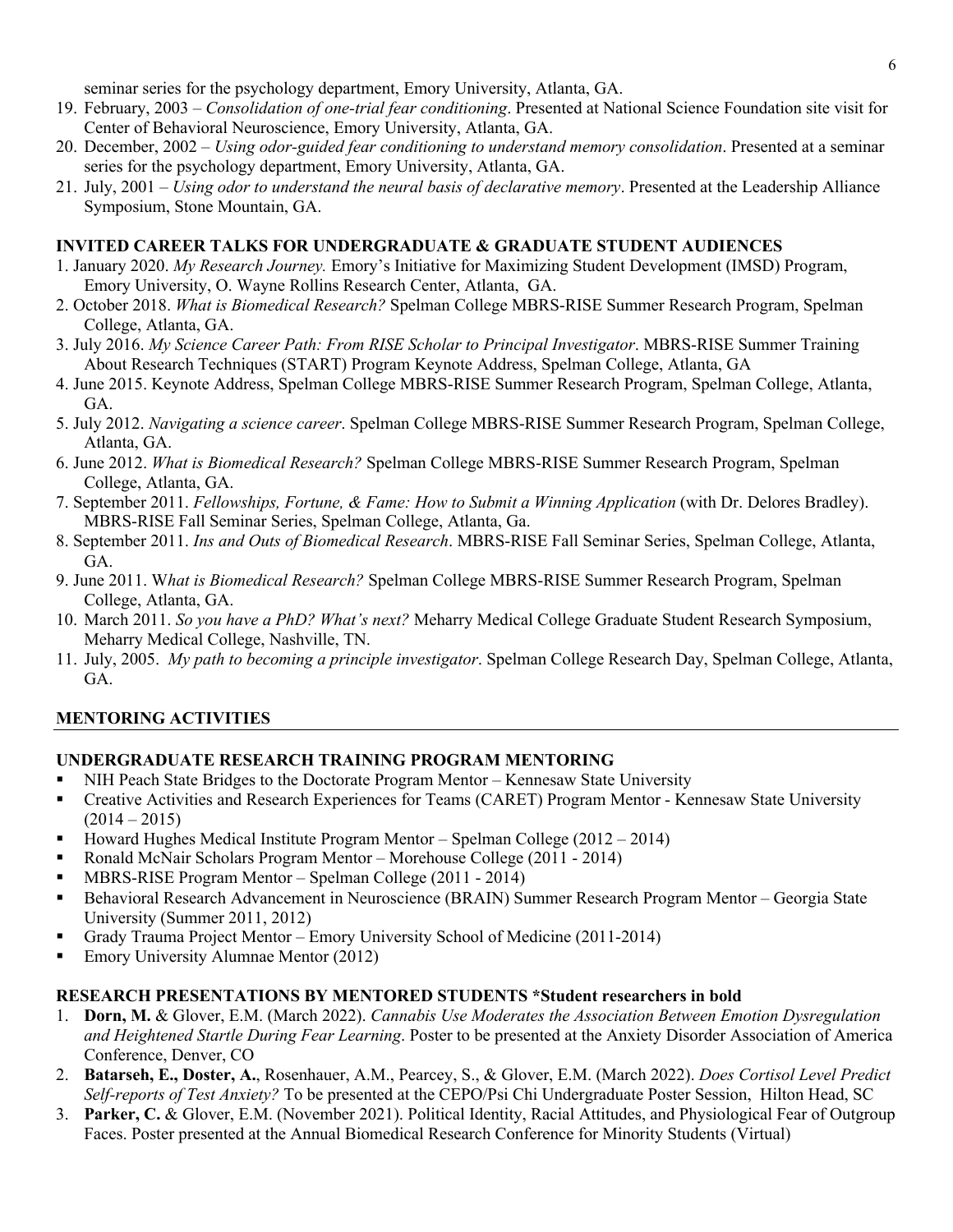seminar series for the psychology department, Emory University, Atlanta, GA.

19. February, 2003 – *Consolidation of one-trial fear conditioning*. Presented at National Science Foundation site visit for Center of Behavioral Neuroscience, Emory University, Atlanta, GA.
20. December, 2002 – *Using odor-guided fear conditioning to understand memory consolidation*. Presented at a seminar series for the psychology department, Emory University, Atlanta, GA.
21. July, 2001 – *Using odor to understand the neural basis of declarative memory*. Presented at the Leadership Alliance Symposium, Stone Mountain, GA.

**INVITED CAREER TALKS FOR UNDERGRADUATE & GRADUATE STUDENT AUDIENCES**

1. January 2020. *My Research Journey.* Emory's Initiative for Maximizing Student Development (IMSD) Program, Emory University, O. Wayne Rollins Research Center, Atlanta, GA.
2. October 2018. *What is Biomedical Research?* Spelman College MBRS-RISE Summer Research Program, Spelman College, Atlanta, GA.
3. July 2016. *My Science Career Path: From RISE Scholar to Principal Investigator*. MBRS-RISE Summer Training About Research Techniques (START) Program Keynote Address, Spelman College, Atlanta, GA
4. June 2015. Keynote Address, Spelman College MBRS-RISE Summer Research Program, Spelman College, Atlanta, GA.
5. July 2012. *Navigating a science career*. Spelman College MBRS-RISE Summer Research Program, Spelman College, Atlanta, GA.
6. June 2012. *What is Biomedical Research?* Spelman College MBRS-RISE Summer Research Program, Spelman College, Atlanta, GA.
7. September 2011. *Fellowships, Fortune, & Fame: How to Submit a Winning Application* (with Dr. Delores Bradley). MBRS-RISE Fall Seminar Series, Spelman College, Atlanta, Ga.
8. September 2011. *Ins and Outs of Biomedical Research*. MBRS-RISE Fall Seminar Series, Spelman College, Atlanta, GA.
9. June 2011. W*hat is Biomedical Research?* Spelman College MBRS-RISE Summer Research Program, Spelman College, Atlanta, GA.
10. March 2011. *So you have a PhD? What's next?* Meharry Medical College Graduate Student Research Symposium, Meharry Medical College, Nashville, TN.
11. July, 2005. *My path to becoming a principle investigator*. Spelman College Research Day, Spelman College, Atlanta, GA.

## MENTORING ACTIVITIES

**UNDERGRADUATE RESEARCH TRAINING PROGRAM MENTORING**

- NIH Peach State Bridges to the Doctorate Program Mentor – Kennesaw State University
- Creative Activities and Research Experiences for Teams (CARET) Program Mentor - Kennesaw State University (2014 – 2015)
- Howard Hughes Medical Institute Program Mentor – Spelman College (2012 – 2014)
- Ronald McNair Scholars Program Mentor – Morehouse College (2011 - 2014)
- MBRS-RISE Program Mentor – Spelman College (2011 - 2014)
- Behavioral Research Advancement in Neuroscience (BRAIN) Summer Research Program Mentor – Georgia State University (Summer 2011, 2012)
- Grady Trauma Project Mentor – Emory University School of Medicine (2011-2014)
- Emory University Alumnae Mentor (2012)

**RESEARCH PRESENTATIONS BY MENTORED STUDENTS *Student researchers in bold**

1. **Dorn, M.** & Glover, E.M. (March 2022). *Cannabis Use Moderates the Association Between Emotion Dysregulation and Heightened Startle During Fear Learning*. Poster to be presented at the Anxiety Disorder Association of America Conference, Denver, CO
2. **Batarseh, E., Doster, A.**, Rosenhauer, A.M., Pearcey, S., & Glover, E.M. (March 2022). *Does Cortisol Level Predict Self-reports of Test Anxiety?* To be presented at the CEPO/Psi Chi Undergraduate Poster Session, Hilton Head, SC
3. **Parker, C.** & Glover, E.M. (November 2021). Political Identity, Racial Attitudes, and Physiological Fear of Outgroup Faces. Poster presented at the Annual Biomedical Research Conference for Minority Students (Virtual)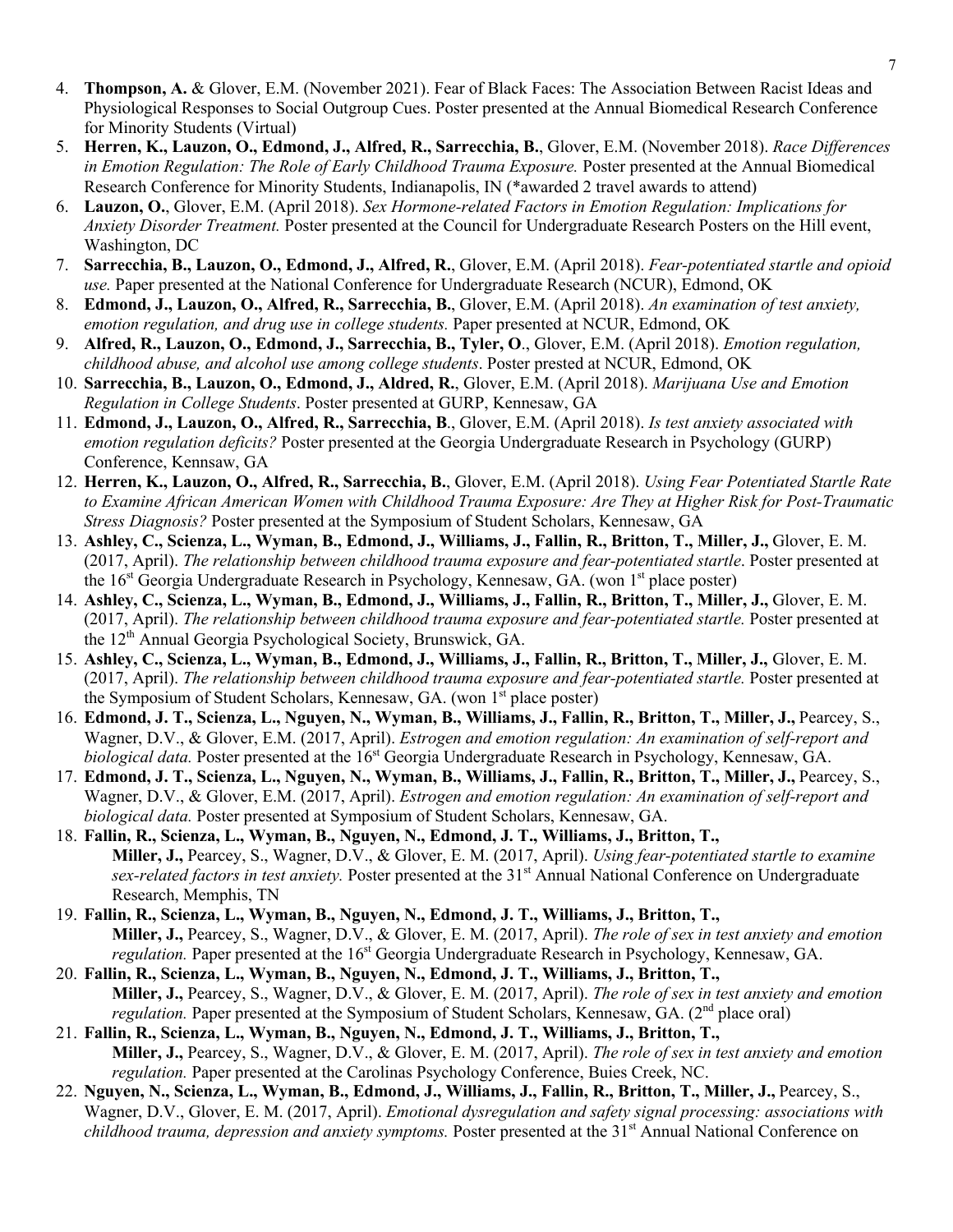4. **Thompson, A.** & Glover, E.M. (November 2021). Fear of Black Faces: The Association Between Racist Ideas and Physiological Responses to Social Outgroup Cues. Poster presented at the Annual Biomedical Research Conference for Minority Students (Virtual)
5. **Herren, K., Lauzon, O., Edmond, J., Alfred, R., Sarrecchia, B.**, Glover, E.M. (November 2018). *Race Differences in Emotion Regulation: The Role of Early Childhood Trauma Exposure.* Poster presented at the Annual Biomedical Research Conference for Minority Students, Indianapolis, IN (*awarded 2 travel awards to attend)
6. **Lauzon, O.**, Glover, E.M. (April 2018). *Sex Hormone-related Factors in Emotion Regulation: Implications for Anxiety Disorder Treatment.* Poster presented at the Council for Undergraduate Research Posters on the Hill event, Washington, DC
7. **Sarrecchia, B., Lauzon, O., Edmond, J., Alfred, R.**, Glover, E.M. (April 2018). *Fear-potentiated startle and opioid use.* Paper presented at the National Conference for Undergraduate Research (NCUR), Edmond, OK
8. **Edmond, J., Lauzon, O., Alfred, R., Sarrecchia, B.**, Glover, E.M. (April 2018). *An examination of test anxiety, emotion regulation, and drug use in college students.* Paper presented at NCUR, Edmond, OK
9. **Alfred, R., Lauzon, O., Edmond, J., Sarrecchia, B., Tyler, O**., Glover, E.M. (April 2018). *Emotion regulation, childhood abuse, and alcohol use among college students*. Poster prested at NCUR, Edmond, OK
10. **Sarrecchia, B., Lauzon, O., Edmond, J., Aldred, R.**, Glover, E.M. (April 2018). *Marijuana Use and Emotion Regulation in College Students*. Poster presented at GURP, Kennesaw, GA
11. **Edmond, J., Lauzon, O., Alfred, R., Sarrecchia, B**., Glover, E.M. (April 2018). *Is test anxiety associated with emotion regulation deficits?* Poster presented at the Georgia Undergraduate Research in Psychology (GURP) Conference, Kennsaw, GA
12. **Herren, K., Lauzon, O., Alfred, R., Sarrecchia, B.**, Glover, E.M. (April 2018). *Using Fear Potentiated Startle Rate to Examine African American Women with Childhood Trauma Exposure: Are They at Higher Risk for Post-Traumatic Stress Diagnosis?* Poster presented at the Symposium of Student Scholars, Kennesaw, GA
13. **Ashley, C., Scienza, L., Wyman, B., Edmond, J., Williams, J., Fallin, R., Britton, T., Miller, J.,** Glover, E. M. (2017, April). *The relationship between childhood trauma exposure and fear-potentiated startle*. Poster presented at the 16st Georgia Undergraduate Research in Psychology, Kennesaw, GA. (won 1st place poster)
14. **Ashley, C., Scienza, L., Wyman, B., Edmond, J., Williams, J., Fallin, R., Britton, T., Miller, J.,** Glover, E. M. (2017, April). *The relationship between childhood trauma exposure and fear-potentiated startle.* Poster presented at the 12th Annual Georgia Psychological Society, Brunswick, GA.
15. **Ashley, C., Scienza, L., Wyman, B., Edmond, J., Williams, J., Fallin, R., Britton, T., Miller, J.,** Glover, E. M. (2017, April). *The relationship between childhood trauma exposure and fear-potentiated startle.* Poster presented at the Symposium of Student Scholars, Kennesaw, GA. (won 1st place poster)
16. **Edmond, J. T., Scienza, L., Nguyen, N., Wyman, B., Williams, J., Fallin, R., Britton, T., Miller, J.,** Pearcey, S., Wagner, D.V., & Glover, E.M. (2017, April). *Estrogen and emotion regulation: An examination of self-report and biological data.* Poster presented at the 16st Georgia Undergraduate Research in Psychology, Kennesaw, GA.
17. **Edmond, J. T., Scienza, L., Nguyen, N., Wyman, B., Williams, J., Fallin, R., Britton, T., Miller, J.,** Pearcey, S., Wagner, D.V., & Glover, E.M. (2017, April). *Estrogen and emotion regulation: An examination of self-report and biological data.* Poster presented at Symposium of Student Scholars, Kennesaw, GA.
18. **Fallin, R., Scienza, L., Wyman, B., Nguyen, N., Edmond, J. T., Williams, J., Britton, T., Miller, J.,** Pearcey, S., Wagner, D.V., & Glover, E. M. (2017, April). *Using fear-potentiated startle to examine sex-related factors in test anxiety.* Poster presented at the 31st Annual National Conference on Undergraduate Research, Memphis, TN
19. **Fallin, R., Scienza, L., Wyman, B., Nguyen, N., Edmond, J. T., Williams, J., Britton, T., Miller, J.,** Pearcey, S., Wagner, D.V., & Glover, E. M. (2017, April). *The role of sex in test anxiety and emotion regulation.* Paper presented at the 16st Georgia Undergraduate Research in Psychology, Kennesaw, GA.
20. **Fallin, R., Scienza, L., Wyman, B., Nguyen, N., Edmond, J. T., Williams, J., Britton, T., Miller, J.,** Pearcey, S., Wagner, D.V., & Glover, E. M. (2017, April). *The role of sex in test anxiety and emotion regulation.* Paper presented at the Symposium of Student Scholars, Kennesaw, GA. (2nd place oral)
21. **Fallin, R., Scienza, L., Wyman, B., Nguyen, N., Edmond, J. T., Williams, J., Britton, T., Miller, J.,** Pearcey, S., Wagner, D.V., & Glover, E. M. (2017, April). *The role of sex in test anxiety and emotion regulation.* Paper presented at the Carolinas Psychology Conference, Buies Creek, NC.
22. **Nguyen, N., Scienza, L., Wyman, B., Edmond, J., Williams, J., Fallin, R., Britton, T., Miller, J.,** Pearcey, S., Wagner, D.V., Glover, E. M. (2017, April). *Emotional dysregulation and safety signal processing: associations with childhood trauma, depression and anxiety symptoms.* Poster presented at the 31st Annual National Conference on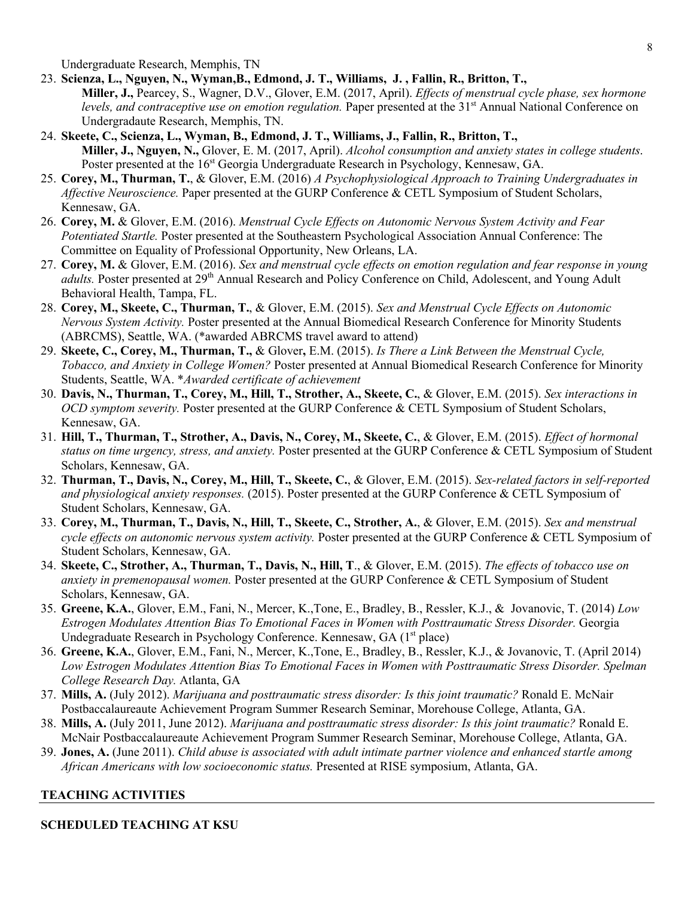Undergraduate Research, Memphis, TN

23. **Scienza, L., Nguyen, N., Wyman,B., Edmond, J. T., Williams, J. , Fallin, R., Britton, T., Miller, J.,** Pearcey, S., Wagner, D.V., Glover, E.M. (2017, April). *Effects of menstrual cycle phase, sex hormone levels, and contraceptive use on emotion regulation.* Paper presented at the 31st Annual National Conference on Undergradaute Research, Memphis, TN.
24. **Skeete, C., Scienza, L., Wyman, B., Edmond, J. T., Williams, J., Fallin, R., Britton, T., Miller, J., Nguyen, N.,** Glover, E. M. (2017, April). *Alcohol consumption and anxiety states in college students*. Poster presented at the 16st Georgia Undergraduate Research in Psychology, Kennesaw, GA.
25. **Corey, M., Thurman, T.**, & Glover, E.M. (2016) *A Psychophysiological Approach to Training Undergraduates in Affective Neuroscience.* Paper presented at the GURP Conference & CETL Symposium of Student Scholars, Kennesaw, GA.
26. **Corey, M.** & Glover, E.M. (2016). *Menstrual Cycle Effects on Autonomic Nervous System Activity and Fear Potentiated Startle.* Poster presented at the Southeastern Psychological Association Annual Conference: The Committee on Equality of Professional Opportunity, New Orleans, LA.
27. **Corey, M.** & Glover, E.M. (2016). *Sex and menstrual cycle effects on emotion regulation and fear response in young adults.* Poster presented at 29th Annual Research and Policy Conference on Child, Adolescent, and Young Adult Behavioral Health, Tampa, FL.
28. **Corey, M., Skeete, C., Thurman, T.**, & Glover, E.M. (2015). *Sex and Menstrual Cycle Effects on Autonomic Nervous System Activity.* Poster presented at the Annual Biomedical Research Conference for Minority Students (ABRCMS), Seattle, WA. (*awarded ABRCMS travel award to attend)
29. **Skeete, C., Corey, M., Thurman, T.,** & Glover**,** E.M. (2015). *Is There a Link Between the Menstrual Cycle, Tobacco, and Anxiety in College Women?* Poster presented at Annual Biomedical Research Conference for Minority Students, Seattle, WA. **Awarded certificate of achievement*
30. **Davis, N., Thurman, T., Corey, M., Hill, T., Strother, A., Skeete, C.**, & Glover, E.M. (2015). *Sex interactions in OCD symptom severity.* Poster presented at the GURP Conference & CETL Symposium of Student Scholars, Kennesaw, GA.
31. **Hill, T., Thurman, T., Strother, A., Davis, N., Corey, M., Skeete, C.**, & Glover, E.M. (2015). *Effect of hormonal status on time urgency, stress, and anxiety.* Poster presented at the GURP Conference & CETL Symposium of Student Scholars, Kennesaw, GA.
32. **Thurman, T., Davis, N., Corey, M., Hill, T., Skeete, C.**, & Glover, E.M. (2015). *Sex-related factors in self-reported and physiological anxiety responses.* (2015). Poster presented at the GURP Conference & CETL Symposium of Student Scholars, Kennesaw, GA.
33. **Corey, M., Thurman, T., Davis, N., Hill, T., Skeete, C., Strother, A.**, & Glover, E.M. (2015). *Sex and menstrual cycle effects on autonomic nervous system activity.* Poster presented at the GURP Conference & CETL Symposium of Student Scholars, Kennesaw, GA.
34. **Skeete, C., Strother, A., Thurman, T., Davis, N., Hill, T**., & Glover, E.M. (2015). *The effects of tobacco use on anxiety in premenopausal women.* Poster presented at the GURP Conference & CETL Symposium of Student Scholars, Kennesaw, GA.
35. **Greene, K.A.**, Glover, E.M., Fani, N., Mercer, K.,Tone, E., Bradley, B., Ressler, K.J., & Jovanovic, T. (2014) *Low Estrogen Modulates Attention Bias To Emotional Faces in Women with Posttraumatic Stress Disorder.* Georgia Undegraduate Research in Psychology Conference. Kennesaw, GA (1st place)
36. **Greene, K.A.**, Glover, E.M., Fani, N., Mercer, K.,Tone, E., Bradley, B., Ressler, K.J., & Jovanovic, T. (April 2014) *Low Estrogen Modulates Attention Bias To Emotional Faces in Women with Posttraumatic Stress Disorder. Spelman College Research Day.* Atlanta, GA
37. **Mills, A.** (July 2012). *Marijuana and posttraumatic stress disorder: Is this joint traumatic?* Ronald E. McNair Postbaccalaureaute Achievement Program Summer Research Seminar, Morehouse College, Atlanta, GA.
38. **Mills, A.** (July 2011, June 2012). *Marijuana and posttraumatic stress disorder: Is this joint traumatic?* Ronald E. McNair Postbaccalaureaute Achievement Program Summer Research Seminar, Morehouse College, Atlanta, GA.
39. **Jones, A.** (June 2011). *Child abuse is associated with adult intimate partner violence and enhanced startle among African Americans with low socioeconomic status.* Presented at RISE symposium, Atlanta, GA.

## TEACHING ACTIVITIES

### SCHEDULED TEACHING AT KSU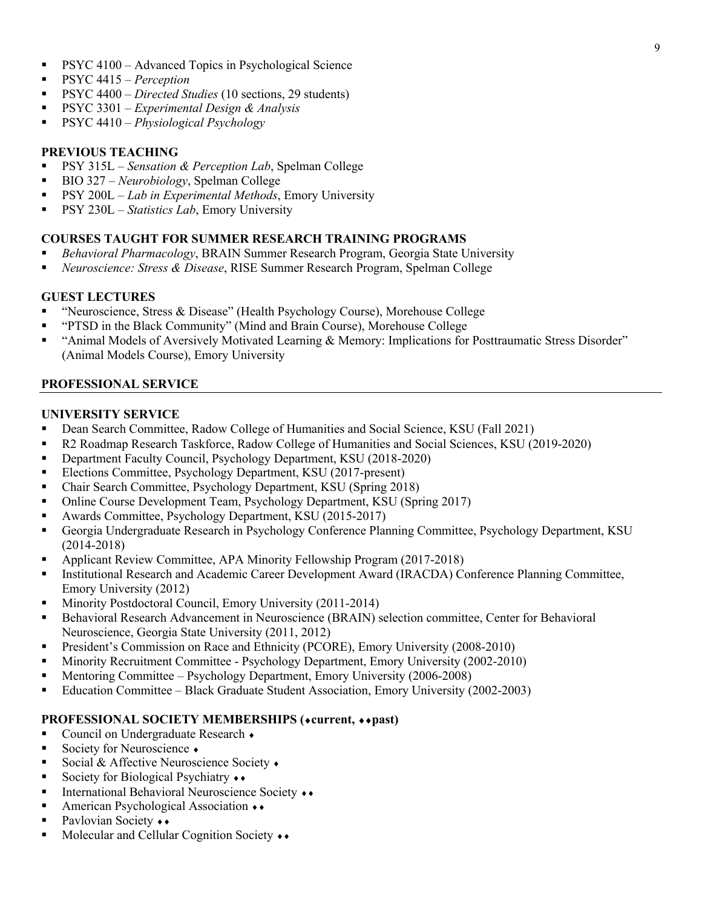- PSYC 4100 – Advanced Topics in Psychological Science
- PSYC 4415 – *Perception*
- PSYC 4400 – *Directed Studies* (10 sections, 29 students)
- PSYC 3301 – *Experimental Design & Analysis*
- PSYC 4410 – *Physiological Psychology*

### PREVIOUS TEACHING

- PSY 315L – *Sensation & Perception Lab*, Spelman College
- BIO 327 – *Neurobiology*, Spelman College
- PSY 200L – *Lab in Experimental Methods*, Emory University
- PSY 230L – *Statistics Lab*, Emory University

### COURSES TAUGHT FOR SUMMER RESEARCH TRAINING PROGRAMS

- *Behavioral Pharmacology*, BRAIN Summer Research Program, Georgia State University
- *Neuroscience: Stress & Disease*, RISE Summer Research Program, Spelman College

### GUEST LECTURES

- "Neuroscience, Stress & Disease" (Health Psychology Course), Morehouse College
- "PTSD in the Black Community" (Mind and Brain Course), Morehouse College
- "Animal Models of Aversively Motivated Learning & Memory: Implications for Posttraumatic Stress Disorder" (Animal Models Course), Emory University

## PROFESSIONAL SERVICE

### UNIVERSITY SERVICE

- Dean Search Committee, Radow College of Humanities and Social Science, KSU (Fall 2021)
- R2 Roadmap Research Taskforce, Radow College of Humanities and Social Sciences, KSU (2019-2020)
- Department Faculty Council, Psychology Department, KSU (2018-2020)
- Elections Committee, Psychology Department, KSU (2017-present)
- Chair Search Committee, Psychology Department, KSU (Spring 2018)
- Online Course Development Team, Psychology Department, KSU (Spring 2017)
- Awards Committee, Psychology Department, KSU (2015-2017)
- Georgia Undergraduate Research in Psychology Conference Planning Committee, Psychology Department, KSU (2014-2018)
- Applicant Review Committee, APA Minority Fellowship Program (2017-2018)
- Institutional Research and Academic Career Development Award (IRACDA) Conference Planning Committee, Emory University (2012)
- Minority Postdoctoral Council, Emory University (2011-2014)
- Behavioral Research Advancement in Neuroscience (BRAIN) selection committee, Center for Behavioral Neuroscience, Georgia State University (2011, 2012)
- President's Commission on Race and Ethnicity (PCORE), Emory University (2008-2010)
- Minority Recruitment Committee - Psychology Department, Emory University (2002-2010)
- Mentoring Committee – Psychology Department, Emory University (2006-2008)
- Education Committee – Black Graduate Student Association, Emory University (2002-2003)

### PROFESSIONAL SOCIETY MEMBERSHIPS (♦current, ♦♦past)

- Council on Undergraduate Research ♦
- Society for Neuroscience ♦
- Social & Affective Neuroscience Society ♦
- Society for Biological Psychiatry ♦♦
- International Behavioral Neuroscience Society ♦♦
- American Psychological Association ♦♦
- Pavlovian Society ♦♦
- Molecular and Cellular Cognition Society ♦♦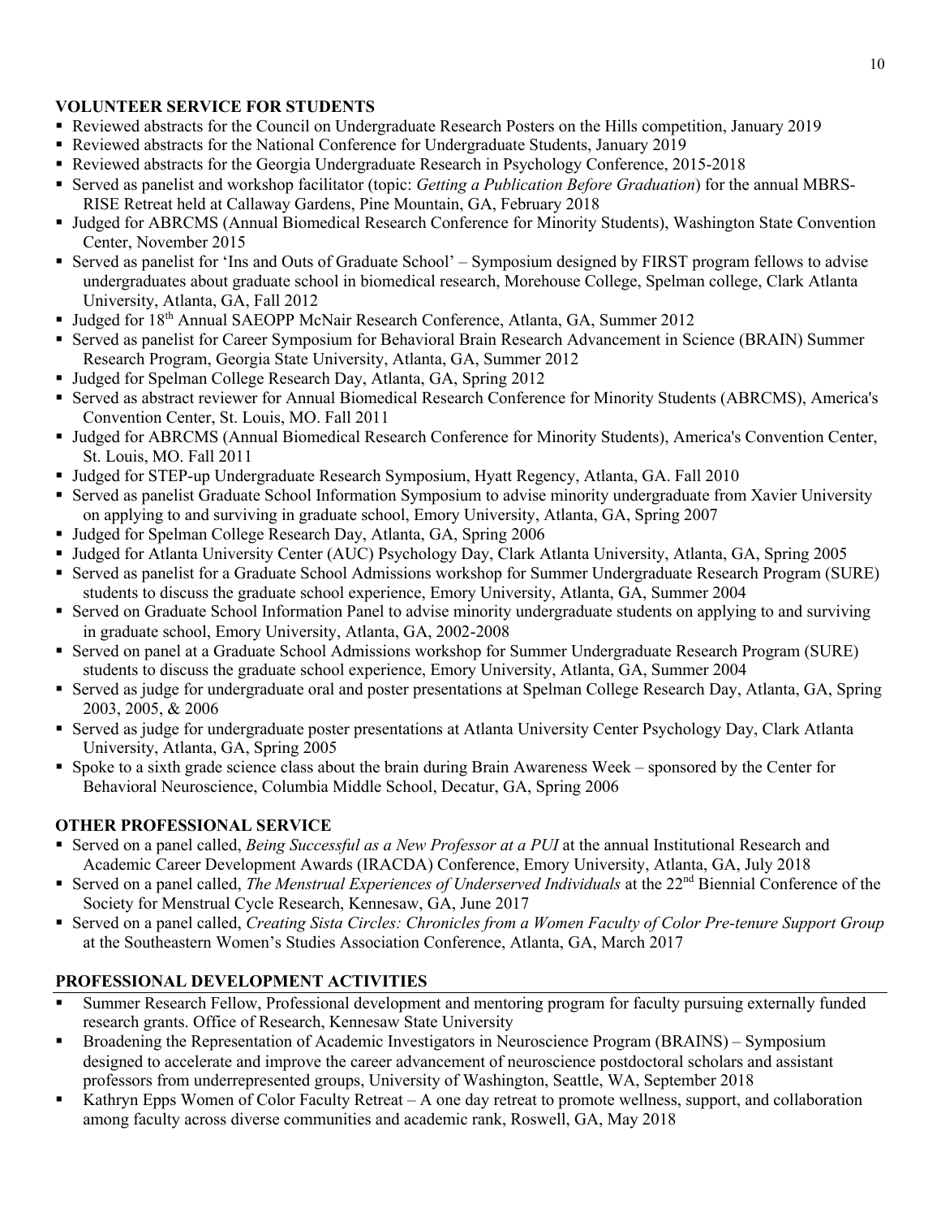## VOLUNTEER SERVICE FOR STUDENTS

- Reviewed abstracts for the Council on Undergraduate Research Posters on the Hills competition, January 2019
- Reviewed abstracts for the National Conference for Undergraduate Students, January 2019
- Reviewed abstracts for the Georgia Undergraduate Research in Psychology Conference, 2015-2018
- Served as panelist and workshop facilitator (topic: *Getting a Publication Before Graduation*) for the annual MBRS-RISE Retreat held at Callaway Gardens, Pine Mountain, GA, February 2018
- Judged for ABRCMS (Annual Biomedical Research Conference for Minority Students), Washington State Convention Center, November 2015
- Served as panelist for 'Ins and Outs of Graduate School' – Symposium designed by FIRST program fellows to advise undergraduates about graduate school in biomedical research, Morehouse College, Spelman college, Clark Atlanta University, Atlanta, GA, Fall 2012
- Judged for 18th Annual SAEOPP McNair Research Conference, Atlanta, GA, Summer 2012
- Served as panelist for Career Symposium for Behavioral Brain Research Advancement in Science (BRAIN) Summer Research Program, Georgia State University, Atlanta, GA, Summer 2012
- Judged for Spelman College Research Day, Atlanta, GA, Spring 2012
- Served as abstract reviewer for Annual Biomedical Research Conference for Minority Students (ABRCMS), America's Convention Center, St. Louis, MO. Fall 2011
- Judged for ABRCMS (Annual Biomedical Research Conference for Minority Students), America's Convention Center, St. Louis, MO. Fall 2011
- Judged for STEP-up Undergraduate Research Symposium, Hyatt Regency, Atlanta, GA. Fall 2010
- Served as panelist Graduate School Information Symposium to advise minority undergraduate from Xavier University on applying to and surviving in graduate school, Emory University, Atlanta, GA, Spring 2007
- Judged for Spelman College Research Day, Atlanta, GA, Spring 2006
- Judged for Atlanta University Center (AUC) Psychology Day, Clark Atlanta University, Atlanta, GA, Spring 2005
- Served as panelist for a Graduate School Admissions workshop for Summer Undergraduate Research Program (SURE) students to discuss the graduate school experience, Emory University, Atlanta, GA, Summer 2004
- Served on Graduate School Information Panel to advise minority undergraduate students on applying to and surviving in graduate school, Emory University, Atlanta, GA, 2002-2008
- Served on panel at a Graduate School Admissions workshop for Summer Undergraduate Research Program (SURE) students to discuss the graduate school experience, Emory University, Atlanta, GA, Summer 2004
- Served as judge for undergraduate oral and poster presentations at Spelman College Research Day, Atlanta, GA, Spring 2003, 2005, & 2006
- Served as judge for undergraduate poster presentations at Atlanta University Center Psychology Day, Clark Atlanta University, Atlanta, GA, Spring 2005
- Spoke to a sixth grade science class about the brain during Brain Awareness Week – sponsored by the Center for Behavioral Neuroscience, Columbia Middle School, Decatur, GA, Spring 2006

## OTHER PROFESSIONAL SERVICE

- Served on a panel called, *Being Successful as a New Professor at a PUI* at the annual Institutional Research and Academic Career Development Awards (IRACDA) Conference, Emory University, Atlanta, GA, July 2018
- Served on a panel called, *The Menstrual Experiences of Underserved Individuals* at the 22nd Biennial Conference of the Society for Menstrual Cycle Research, Kennesaw, GA, June 2017
- Served on a panel called, *Creating Sista Circles: Chronicles from a Women Faculty of Color Pre-tenure Support Group* at the Southeastern Women's Studies Association Conference, Atlanta, GA, March 2017

## PROFESSIONAL DEVELOPMENT ACTIVITIES

- Summer Research Fellow, Professional development and mentoring program for faculty pursuing externally funded research grants. Office of Research, Kennesaw State University
- Broadening the Representation of Academic Investigators in Neuroscience Program (BRAINS) – Symposium designed to accelerate and improve the career advancement of neuroscience postdoctoral scholars and assistant professors from underrepresented groups, University of Washington, Seattle, WA, September 2018
- Kathryn Epps Women of Color Faculty Retreat – A one day retreat to promote wellness, support, and collaboration among faculty across diverse communities and academic rank, Roswell, GA, May 2018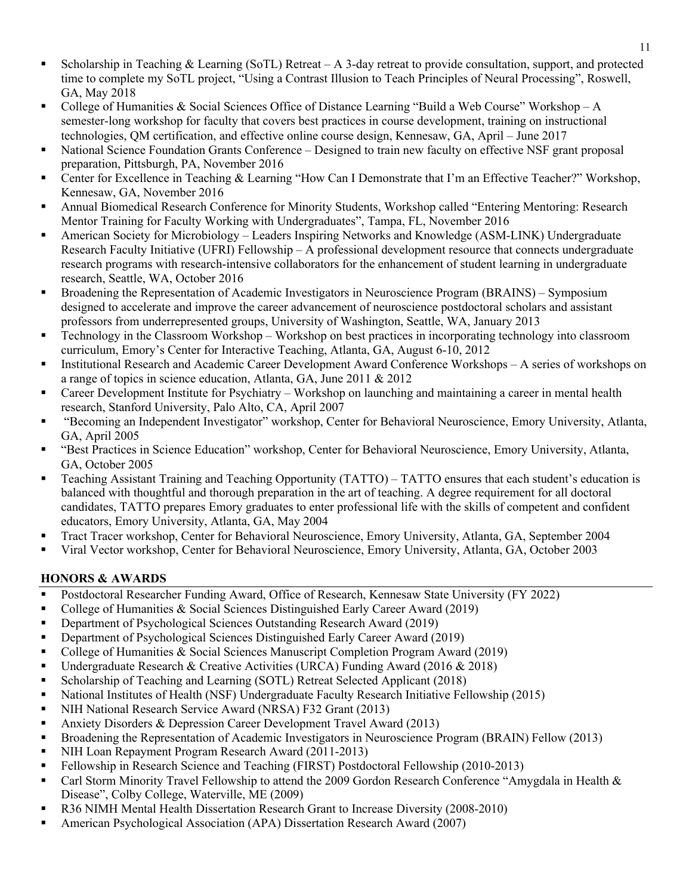- Scholarship in Teaching & Learning (SoTL) Retreat – A 3-day retreat to provide consultation, support, and protected time to complete my SoTL project, "Using a Contrast Illusion to Teach Principles of Neural Processing", Roswell, GA, May 2018
- College of Humanities & Social Sciences Office of Distance Learning "Build a Web Course" Workshop – A semester-long workshop for faculty that covers best practices in course development, training on instructional technologies, QM certification, and effective online course design, Kennesaw, GA, April – June 2017
- National Science Foundation Grants Conference – Designed to train new faculty on effective NSF grant proposal preparation, Pittsburgh, PA, November 2016
- Center for Excellence in Teaching & Learning "How Can I Demonstrate that I'm an Effective Teacher?" Workshop, Kennesaw, GA, November 2016
- Annual Biomedical Research Conference for Minority Students, Workshop called "Entering Mentoring: Research Mentor Training for Faculty Working with Undergraduates", Tampa, FL, November 2016
- American Society for Microbiology – Leaders Inspiring Networks and Knowledge (ASM-LINK) Undergraduate Research Faculty Initiative (UFRI) Fellowship – A professional development resource that connects undergraduate research programs with research-intensive collaborators for the enhancement of student learning in undergraduate research, Seattle, WA, October 2016
- Broadening the Representation of Academic Investigators in Neuroscience Program (BRAINS) – Symposium designed to accelerate and improve the career advancement of neuroscience postdoctoral scholars and assistant professors from underrepresented groups, University of Washington, Seattle, WA, January 2013
- Technology in the Classroom Workshop – Workshop on best practices in incorporating technology into classroom curriculum, Emory's Center for Interactive Teaching, Atlanta, GA, August 6-10, 2012
- Institutional Research and Academic Career Development Award Conference Workshops – A series of workshops on a range of topics in science education, Atlanta, GA, June 2011 & 2012
- Career Development Institute for Psychiatry – Workshop on launching and maintaining a career in mental health research, Stanford University, Palo Alto, CA, April 2007
- "Becoming an Independent Investigator" workshop, Center for Behavioral Neuroscience, Emory University, Atlanta, GA, April 2005
- "Best Practices in Science Education" workshop, Center for Behavioral Neuroscience, Emory University, Atlanta, GA, October 2005
- Teaching Assistant Training and Teaching Opportunity (TATTO) – TATTO ensures that each student's education is balanced with thoughtful and thorough preparation in the art of teaching. A degree requirement for all doctoral candidates, TATTO prepares Emory graduates to enter professional life with the skills of competent and confident educators, Emory University, Atlanta, GA, May 2004
- Tract Tracer workshop, Center for Behavioral Neuroscience, Emory University, Atlanta, GA, September 2004
- Viral Vector workshop, Center for Behavioral Neuroscience, Emory University, Atlanta, GA, October 2003

## HONORS & AWARDS

- Postdoctoral Researcher Funding Award, Office of Research, Kennesaw State University (FY 2022)
- College of Humanities & Social Sciences Distinguished Early Career Award (2019)
- Department of Psychological Sciences Outstanding Research Award (2019)
- Department of Psychological Sciences Distinguished Early Career Award (2019)
- College of Humanities & Social Sciences Manuscript Completion Program Award (2019)
- Undergraduate Research & Creative Activities (URCA) Funding Award (2016 & 2018)
- Scholarship of Teaching and Learning (SOTL) Retreat Selected Applicant (2018)
- National Institutes of Health (NSF) Undergraduate Faculty Research Initiative Fellowship (2015)
- NIH National Research Service Award (NRSA) F32 Grant (2013)
- Anxiety Disorders & Depression Career Development Travel Award (2013)
- Broadening the Representation of Academic Investigators in Neuroscience Program (BRAIN) Fellow (2013)
- NIH Loan Repayment Program Research Award (2011-2013)
- Fellowship in Research Science and Teaching (FIRST) Postdoctoral Fellowship (2010-2013)
- Carl Storm Minority Travel Fellowship to attend the 2009 Gordon Research Conference "Amygdala in Health & Disease", Colby College, Waterville, ME (2009)
- R36 NIMH Mental Health Dissertation Research Grant to Increase Diversity (2008-2010)
- American Psychological Association (APA) Dissertation Research Award (2007)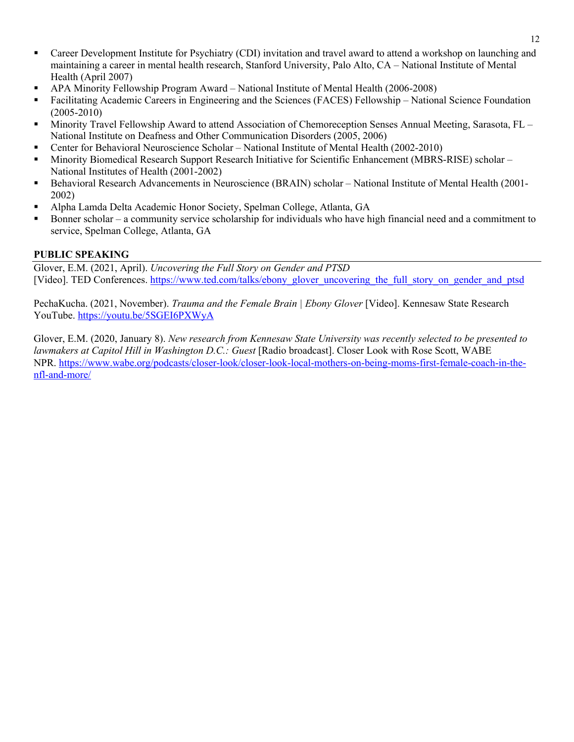- Career Development Institute for Psychiatry (CDI) invitation and travel award to attend a workshop on launching and maintaining a career in mental health research, Stanford University, Palo Alto, CA – National Institute of Mental Health (April 2007)
- APA Minority Fellowship Program Award – National Institute of Mental Health (2006-2008)
- Facilitating Academic Careers in Engineering and the Sciences (FACES) Fellowship – National Science Foundation (2005-2010)
- Minority Travel Fellowship Award to attend Association of Chemoreception Senses Annual Meeting, Sarasota, FL – National Institute on Deafness and Other Communication Disorders (2005, 2006)
- Center for Behavioral Neuroscience Scholar – National Institute of Mental Health (2002-2010)
- Minority Biomedical Research Support Research Initiative for Scientific Enhancement (MBRS-RISE) scholar – National Institutes of Health (2001-2002)
- Behavioral Research Advancements in Neuroscience (BRAIN) scholar – National Institute of Mental Health (2001-2002)
- Alpha Lamda Delta Academic Honor Society, Spelman College, Atlanta, GA
- Bonner scholar – a community service scholarship for individuals who have high financial need and a commitment to service, Spelman College, Atlanta, GA

## PUBLIC SPEAKING

Glover, E.M. (2021, April). *Uncovering the Full Story on Gender and PTSD* [Video]. TED Conferences. https://www.ted.com/talks/ebony_glover_uncovering_the_full_story_on_gender_and_ptsd

PechaKucha. (2021, November). *Trauma and the Female Brain | Ebony Glover* [Video]. Kennesaw State Research YouTube. https://youtu.be/5SGEI6PXWyA

Glover, E.M. (2020, January 8). *New research from Kennesaw State University was recently selected to be presented to lawmakers at Capitol Hill in Washington D.C.: Guest* [Radio broadcast]. Closer Look with Rose Scott, WABE NPR. https://www.wabe.org/podcasts/closer-look/closer-look-local-mothers-on-being-moms-first-female-coach-in-the-nfl-and-more/